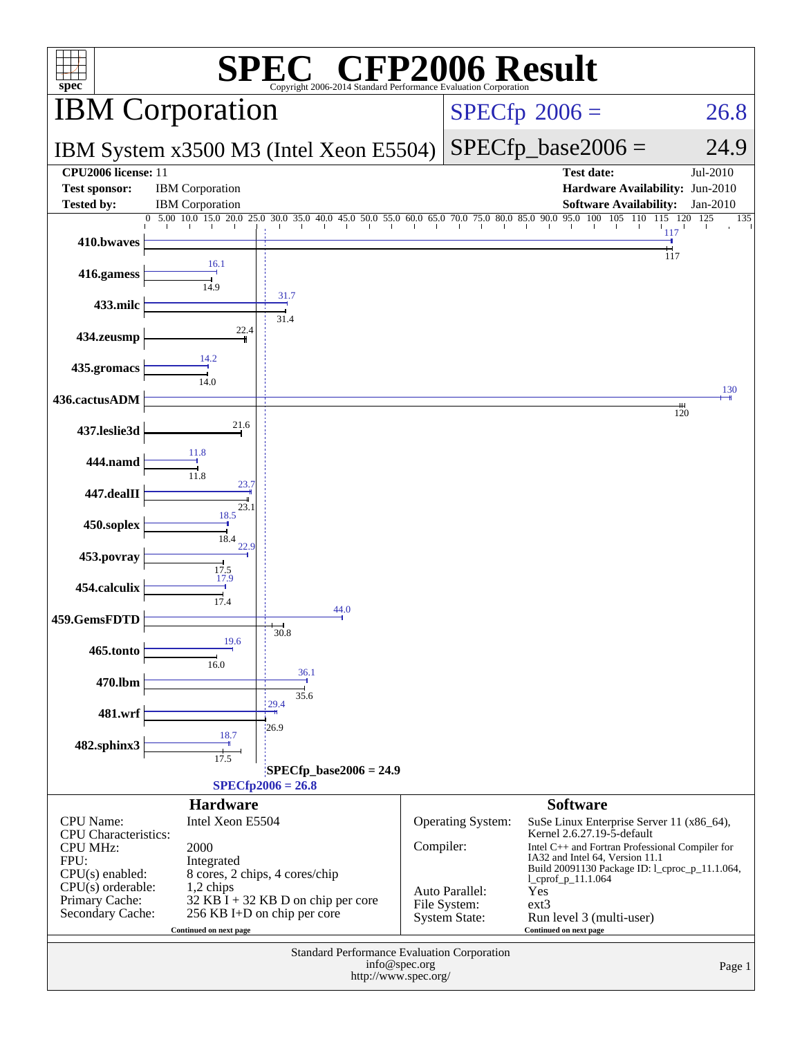# SPEC® CFP2006 Result

Copyright 2006-2014 Standard Performance Evaluation Corporation

## IBM Corporation

**IBM System x3500 M3 (Intel Xeon E5504)**

SPECfp 2006 = 26.8

SPECfp_base2006 = 24.9

| | | | |
|---|---|---|---|
| **CPU2006 license:** 11 | | **Test date:** | Jul-2010 |
| **Test sponsor:** | IBM Corporation | **Hardware Availability:** | Jun-2010 |
| **Tested by:** | IBM Corporation | **Software Availability:** | Jan-2010 |

| Benchmark | Peak | Base |
|---|---|---|
| 410.bwaves | 117 | 117 |
| 416.gamess | 16.1 | 14.9 |
| 433.milc | 31.7 | 31.4 |
| 434.zeusmp | | 22.4 |
| 435.gromacs | 14.2 | 14.0 |
| 436.cactusADM | 130 | 120 |
| 437.leslie3d | | 21.6 |
| 444.namd | 11.8 | 11.8 |
| 447.dealII | 23.7 | 23.1 |
| 450.soplex | 18.5 | 18.4 |
| 453.povray | 22.9 | 17.5 |
| 454.calculix | 17.9 | 17.4 |
| 459.GemsFDTD | 44.0 | 30.8 |
| 465.tonto | 19.6 | 16.0 |
| 470.lbm | 36.1 | 35.6 |
| 481.wrf | 29.4 | 26.9 |
| 482.sphinx3 | 18.7 | 17.5 |

SPECfp_base2006 = 24.9

SPECfp2006 = 26.8

### Hardware

| | |
|---|---|
| CPU Name: | Intel Xeon E5504 |
| CPU Characteristics: | |
| CPU MHz: | 2000 |
| FPU: | Integrated |
| CPU(s) enabled: | 8 cores, 2 chips, 4 cores/chip |
| CPU(s) orderable: | 1,2 chips |
| Primary Cache: | 32 KB I + 32 KB D on chip per core |
| Secondary Cache: | 256 KB I+D on chip per core |

Continued on next page

### Software

| | |
|---|---|
| Operating System: | SuSe Linux Enterprise Server 11 (x86_64), Kernel 2.6.27.19-5-default |
| Compiler: | Intel C++ and Fortran Professional Compiler for IA32 and Intel 64, Version 11.1 Build 20091130 Package ID: l_cproc_p_11.1.064, l_cprof_p_11.1.064 |
| Auto Parallel: | Yes |
| File System: | ext3 |
| System State: | Run level 3 (multi-user) |

Continued on next page

Standard Performance Evaluation Corporation
info@spec.org
http://www.spec.org/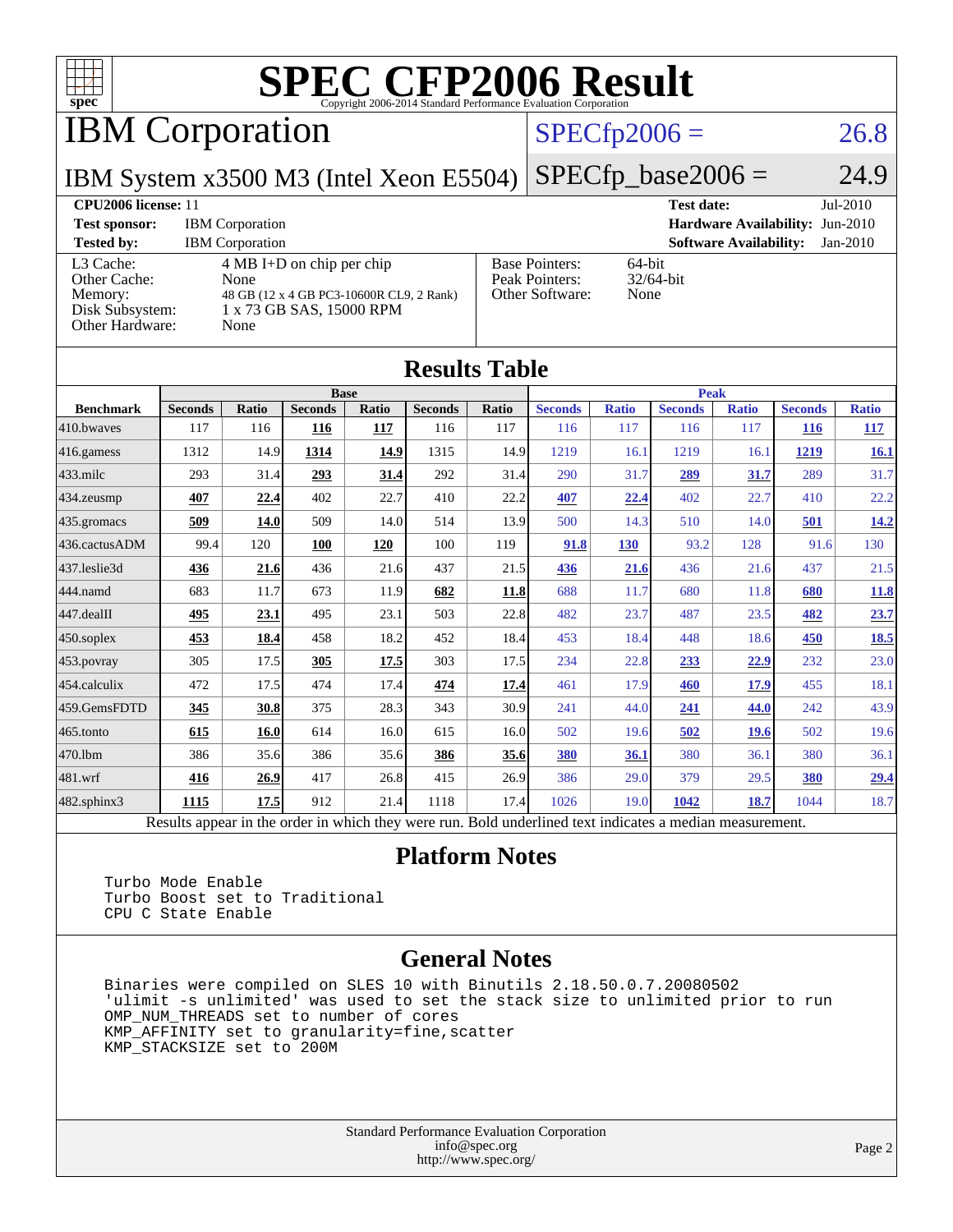# SPEC CFP2006 Result

Copyright 2006-2014 Standard Performance Evaluation Corporation

## IBM Corporation

IBM System x3500 M3 (Intel Xeon E5504)

SPECfp2006 = 26.8

SPECfp_base2006 = 24.9

| | | | |
|---|---|---|---|
| **CPU2006 license:** 11 | | **Test date:** | Jul-2010 |
| **Test sponsor:** | IBM Corporation | **Hardware Availability:** | Jun-2010 |
| **Tested by:** | IBM Corporation | **Software Availability:** | Jan-2010 |

| | |
|---|---|
| L3 Cache: | 4 MB I+D on chip per chip |
| Other Cache: | None |
| Memory: | 48 GB (12 x 4 GB PC3-10600R CL9, 2 Rank) |
| Disk Subsystem: | 1 x 73 GB SAS, 15000 RPM |
| Other Hardware: | None |

| | |
|---|---|
| Base Pointers: | 64-bit |
| Peak Pointers: | 32/64-bit |
| Other Software: | None |

## Results Table

| Benchmark | Base | | | | | | Peak | | | | | |
|---|---|---|---|---|---|---|---|---|---|---|---|---|
| | Seconds | Ratio | Seconds | Ratio | Seconds | Ratio | Seconds | Ratio | Seconds | Ratio | Seconds | Ratio |
| 410.bwaves | 117 | 116 | **116** | **117** | 116 | 117 | 116 | 117 | 116 | 117 | **116** | **117** |
| 416.gamess | 1312 | 14.9 | **1314** | **14.9** | 1315 | 14.9 | 1219 | 16.1 | 1219 | 16.1 | **1219** | **16.1** |
| 433.milc | 293 | 31.4 | **293** | **31.4** | 292 | 31.4 | 290 | 31.7 | **289** | **31.7** | 289 | 31.7 |
| 434.zeusmp | **407** | **22.4** | 402 | 22.7 | 410 | 22.2 | **407** | **22.4** | 402 | 22.7 | 410 | 22.2 |
| 435.gromacs | **509** | **14.0** | 509 | 14.0 | 514 | 13.9 | 500 | 14.3 | 510 | 14.0 | **501** | **14.2** |
| 436.cactusADM | 99.4 | 120 | **100** | **120** | 100 | 119 | **91.8** | **130** | 93.2 | 128 | 91.6 | 130 |
| 437.leslie3d | **436** | **21.6** | 436 | 21.6 | 437 | 21.5 | **436** | **21.6** | 436 | 21.6 | 437 | 21.5 |
| 444.namd | 683 | 11.7 | 673 | 11.9 | **682** | **11.8** | 688 | 11.7 | 680 | 11.8 | **680** | **11.8** |
| 447.dealII | **495** | **23.1** | 495 | 23.1 | 503 | 22.8 | 482 | 23.7 | 487 | 23.5 | **482** | **23.7** |
| 450.soplex | **453** | **18.4** | 458 | 18.2 | 452 | 18.4 | 453 | 18.4 | 448 | 18.6 | **450** | **18.5** |
| 453.povray | 305 | 17.5 | **305** | **17.5** | 303 | 17.5 | 234 | 22.8 | **233** | **22.9** | 232 | 23.0 |
| 454.calculix | 472 | 17.5 | 474 | 17.4 | **474** | **17.4** | 461 | 17.9 | **460** | **17.9** | 455 | 18.1 |
| 459.GemsFDTD | **345** | **30.8** | 375 | 28.3 | 343 | 30.9 | 241 | 44.0 | **241** | **44.0** | 242 | 43.9 |
| 465.tonto | **615** | **16.0** | 614 | 16.0 | 615 | 16.0 | 502 | 19.6 | **502** | **19.6** | 502 | 19.6 |
| 470.lbm | 386 | 35.6 | 386 | 35.6 | **386** | **35.6** | **380** | **36.1** | 380 | 36.1 | 380 | 36.1 |
| 481.wrf | **416** | **26.9** | 417 | 26.8 | 415 | 26.9 | 386 | 29.0 | 379 | 29.5 | **380** | **29.4** |
| 482.sphinx3 | **1115** | **17.5** | 912 | 21.4 | 1118 | 17.4 | 1026 | 19.0 | **1042** | **18.7** | 1044 | 18.7 |

Results appear in the order in which they were run. Bold underlined text indicates a median measurement.

## Platform Notes

```
Turbo Mode Enable
Turbo Boost set to Traditional
CPU C State Enable
```

## General Notes

```
Binaries were compiled on SLES 10 with Binutils 2.18.50.0.7.20080502
'ulimit -s unlimited' was used to set the stack size to unlimited prior to run
OMP_NUM_THREADS set to number of cores
KMP_AFFINITY set to granularity=fine,scatter
KMP_STACKSIZE set to 200M
```

Standard Performance Evaluation Corporation
info@spec.org
http://www.spec.org/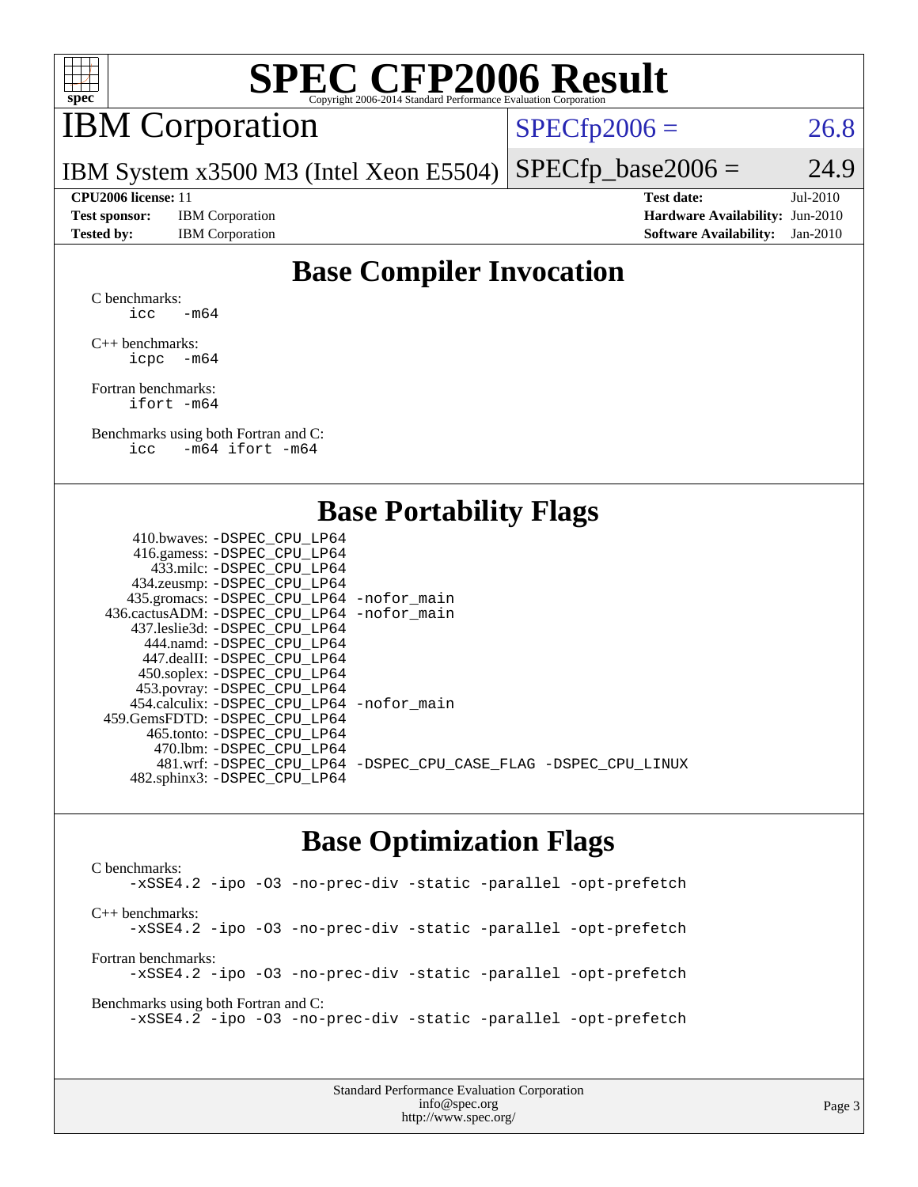# SPEC CFP2006 Result

Copyright 2006-2014 Standard Performance Evaluation Corporation

## IBM Corporation

IBM System x3500 M3 (Intel Xeon E5504)

SPECfp2006 = 26.8

SPECfp_base2006 = 24.9

**CPU2006 license:** 11
**Test sponsor:** IBM Corporation
**Tested by:** IBM Corporation

**Test date:** Jul-2010
**Hardware Availability:** Jun-2010
**Software Availability:** Jan-2010

## Base Compiler Invocation

C benchmarks:
```
icc -m64
```

C++ benchmarks:
```
icpc -m64
```

Fortran benchmarks:
```
ifort -m64
```

Benchmarks using both Fortran and C:
```
icc -m64 ifort -m64
```

## Base Portability Flags

410.bwaves: -DSPEC_CPU_LP64
416.gamess: -DSPEC_CPU_LP64
433.milc: -DSPEC_CPU_LP64
434.zeusmp: -DSPEC_CPU_LP64
435.gromacs: -DSPEC_CPU_LP64 -nofor_main
436.cactusADM: -DSPEC_CPU_LP64 -nofor_main
437.leslie3d: -DSPEC_CPU_LP64
444.namd: -DSPEC_CPU_LP64
447.dealII: -DSPEC_CPU_LP64
450.soplex: -DSPEC_CPU_LP64
453.povray: -DSPEC_CPU_LP64
454.calculix: -DSPEC_CPU_LP64 -nofor_main
459.GemsFDTD: -DSPEC_CPU_LP64
465.tonto: -DSPEC_CPU_LP64
470.lbm: -DSPEC_CPU_LP64
481.wrf: -DSPEC_CPU_LP64 -DSPEC_CPU_CASE_FLAG -DSPEC_CPU_LINUX
482.sphinx3: -DSPEC_CPU_LP64

## Base Optimization Flags

C benchmarks:
```
-xSSE4.2 -ipo -O3 -no-prec-div -static -parallel -opt-prefetch
```

C++ benchmarks:
```
-xSSE4.2 -ipo -O3 -no-prec-div -static -parallel -opt-prefetch
```

Fortran benchmarks:
```
-xSSE4.2 -ipo -O3 -no-prec-div -static -parallel -opt-prefetch
```

Benchmarks using both Fortran and C:
```
-xSSE4.2 -ipo -O3 -no-prec-div -static -parallel -opt-prefetch
```

Standard Performance Evaluation Corporation
info@spec.org
http://www.spec.org/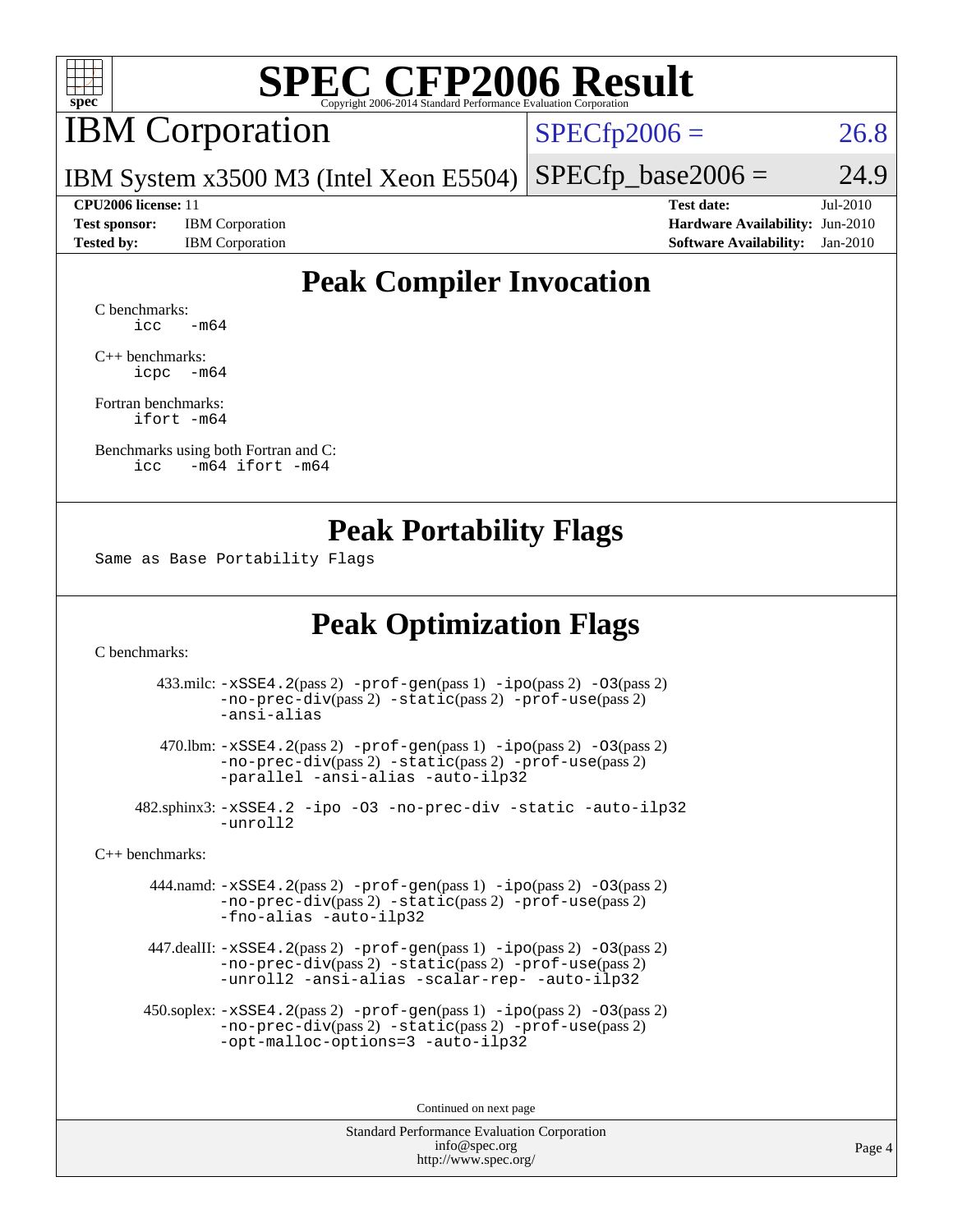# SPEC CFP2006 Result

Copyright 2006-2014 Standard Performance Evaluation Corporation

## IBM Corporation

IBM System x3500 M3 (Intel Xeon E5504)

SPECfp2006 = 26.8

SPECfp_base2006 = 24.9

**CPU2006 license:** 11
**Test sponsor:** IBM Corporation
**Tested by:** IBM Corporation
**Test date:** Jul-2010
**Hardware Availability:** Jun-2010
**Software Availability:** Jan-2010

## Peak Compiler Invocation

C benchmarks:
```
icc   -m64
```

C++ benchmarks:
```
icpc  -m64
```

Fortran benchmarks:
```
ifort -m64
```

Benchmarks using both Fortran and C:
```
icc   -m64 ifort -m64
```

## Peak Portability Flags

Same as Base Portability Flags

## Peak Optimization Flags

C benchmarks:

433.milc: -xSSE4.2(pass 2) -prof-gen(pass 1) -ipo(pass 2) -O3(pass 2) -no-prec-div(pass 2) -static(pass 2) -prof-use(pass 2) -ansi-alias

470.lbm: -xSSE4.2(pass 2) -prof-gen(pass 1) -ipo(pass 2) -O3(pass 2) -no-prec-div(pass 2) -static(pass 2) -prof-use(pass 2) -parallel -ansi-alias -auto-ilp32

482.sphinx3: -xSSE4.2 -ipo -O3 -no-prec-div -static -auto-ilp32 -unroll2

C++ benchmarks:

444.namd: -xSSE4.2(pass 2) -prof-gen(pass 1) -ipo(pass 2) -O3(pass 2) -no-prec-div(pass 2) -static(pass 2) -prof-use(pass 2) -fno-alias -auto-ilp32

447.dealII: -xSSE4.2(pass 2) -prof-gen(pass 1) -ipo(pass 2) -O3(pass 2) -no-prec-div(pass 2) -static(pass 2) -prof-use(pass 2) -unroll2 -ansi-alias -scalar-rep- -auto-ilp32

450.soplex: -xSSE4.2(pass 2) -prof-gen(pass 1) -ipo(pass 2) -O3(pass 2) -no-prec-div(pass 2) -static(pass 2) -prof-use(pass 2) -opt-malloc-options=3 -auto-ilp32

Continued on next page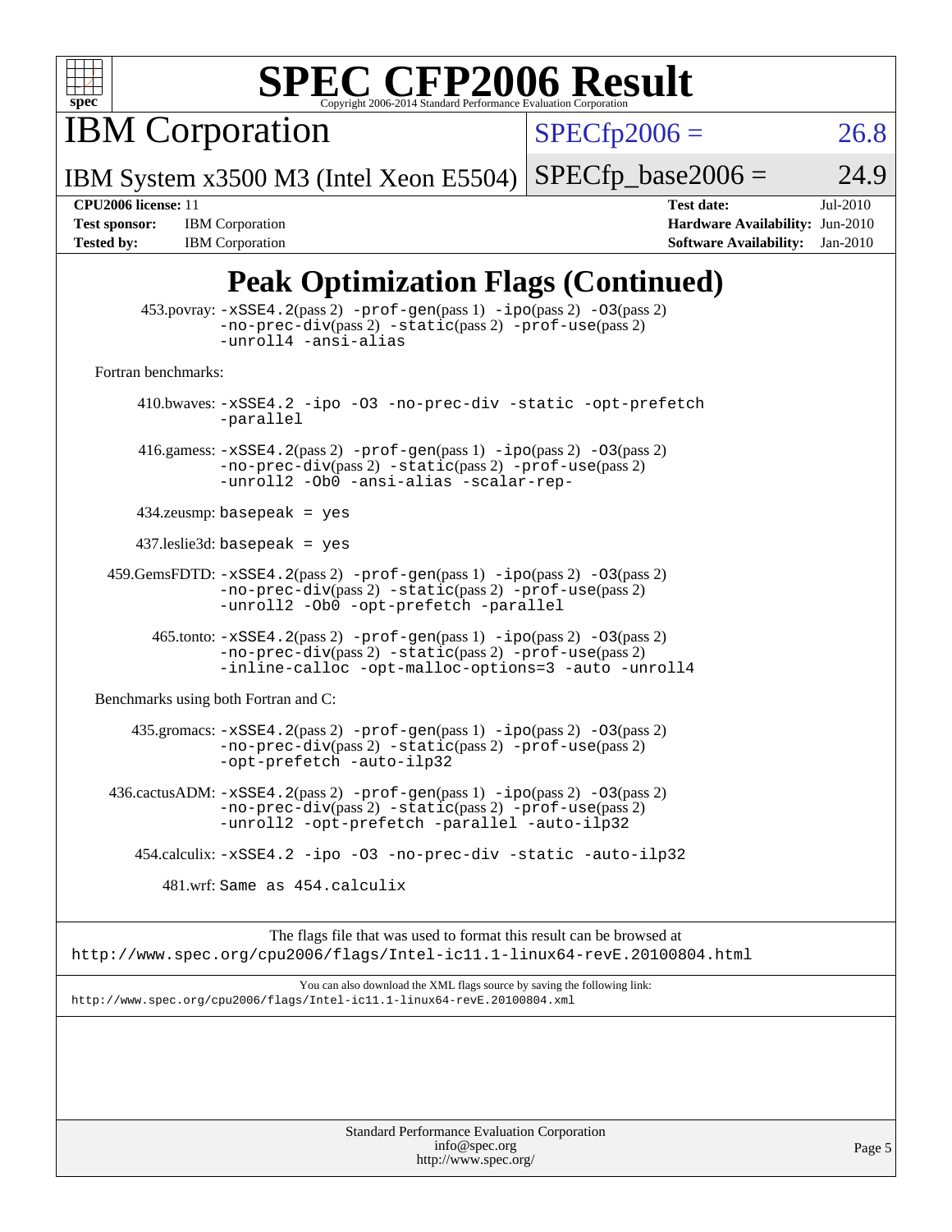# SPEC CFP2006 Result

Copyright 2006-2014 Standard Performance Evaluation Corporation

**IBM Corporation**

IBM System x3500 M3 (Intel Xeon E5504)

SPECfp2006 = 26.8

SPECfp_base2006 = 24.9

| | | | |
|---|---|---|---|
| **CPU2006 license:** 11 | | **Test date:** | Jul-2010 |
| **Test sponsor:** | IBM Corporation | **Hardware Availability:** | Jun-2010 |
| **Tested by:** | IBM Corporation | **Software Availability:** | Jan-2010 |

## Peak Optimization Flags (Continued)

453.povray: -xSSE4.2(pass 2) -prof-gen(pass 1) -ipo(pass 2) -O3(pass 2) -no-prec-div(pass 2) -static(pass 2) -prof-use(pass 2) -unroll4 -ansi-alias

Fortran benchmarks:

410.bwaves: -xSSE4.2 -ipo -O3 -no-prec-div -static -opt-prefetch -parallel

416.gamess: -xSSE4.2(pass 2) -prof-gen(pass 1) -ipo(pass 2) -O3(pass 2) -no-prec-div(pass 2) -static(pass 2) -prof-use(pass 2) -unroll2 -Ob0 -ansi-alias -scalar-rep-

434.zeusmp: basepeak = yes

437.leslie3d: basepeak = yes

459.GemsFDTD: -xSSE4.2(pass 2) -prof-gen(pass 1) -ipo(pass 2) -O3(pass 2) -no-prec-div(pass 2) -static(pass 2) -prof-use(pass 2) -unroll2 -Ob0 -opt-prefetch -parallel

465.tonto: -xSSE4.2(pass 2) -prof-gen(pass 1) -ipo(pass 2) -O3(pass 2) -no-prec-div(pass 2) -static(pass 2) -prof-use(pass 2) -inline-calloc -opt-malloc-options=3 -auto -unroll4

Benchmarks using both Fortran and C:

435.gromacs: -xSSE4.2(pass 2) -prof-gen(pass 1) -ipo(pass 2) -O3(pass 2) -no-prec-div(pass 2) -static(pass 2) -prof-use(pass 2) -opt-prefetch -auto-ilp32

436.cactusADM: -xSSE4.2(pass 2) -prof-gen(pass 1) -ipo(pass 2) -O3(pass 2) -no-prec-div(pass 2) -static(pass 2) -prof-use(pass 2) -unroll2 -opt-prefetch -parallel -auto-ilp32

454.calculix: -xSSE4.2 -ipo -O3 -no-prec-div -static -auto-ilp32

481.wrf: Same as 454.calculix

The flags file that was used to format this result can be browsed at
http://www.spec.org/cpu2006/flags/Intel-ic11.1-linux64-revE.20100804.html

You can also download the XML flags source by saving the following link:
http://www.spec.org/cpu2006/flags/Intel-ic11.1-linux64-revE.20100804.xml

Standard Performance Evaluation Corporation
info@spec.org
http://www.spec.org/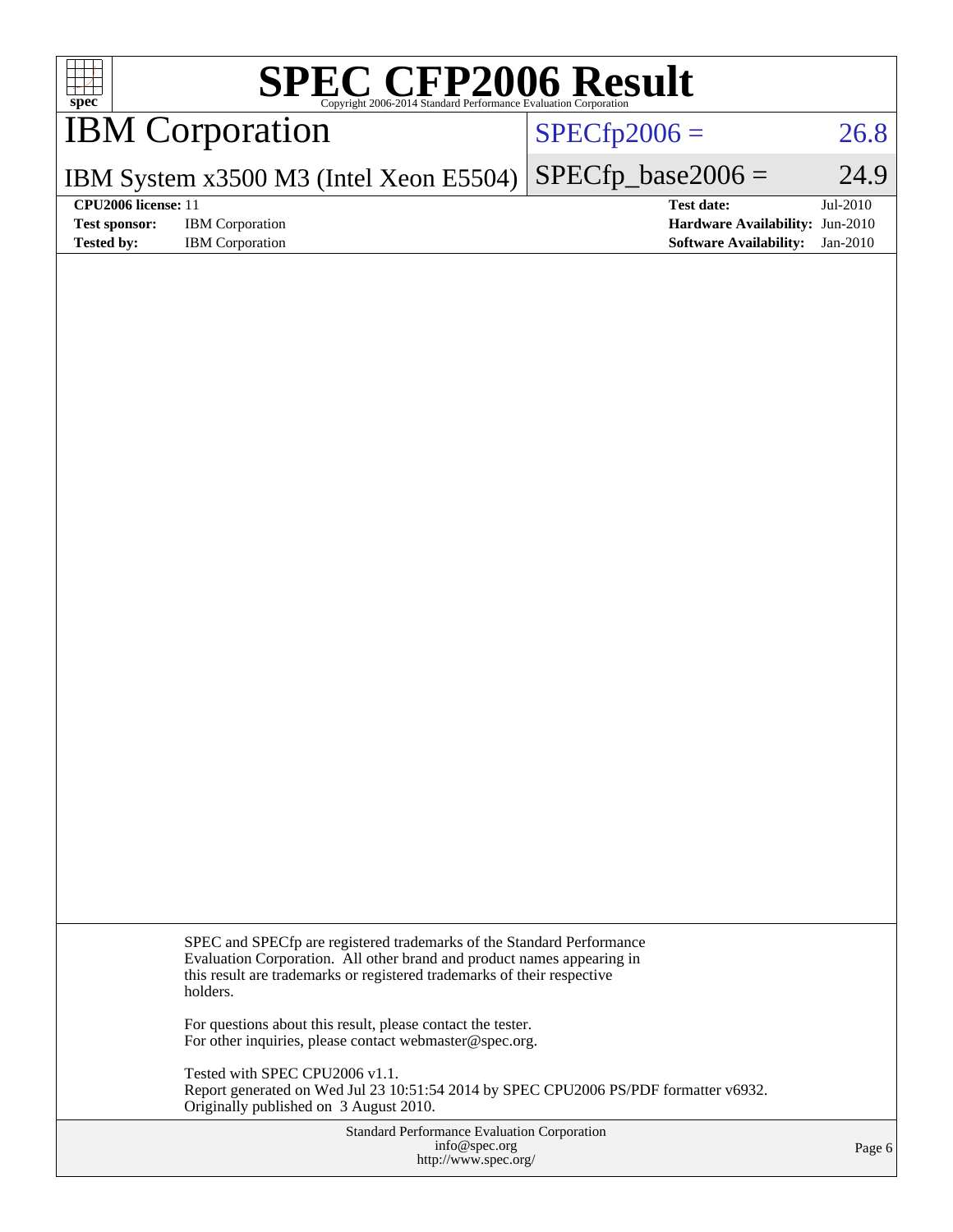SPEC and SPECfp are registered trademarks of the Standard Performance Evaluation Corporation. All other brand and product names appearing in this result are trademarks or registered trademarks of their respective holders.

For questions about this result, please contact the tester.
For other inquiries, please contact webmaster@spec.org.

Tested with SPEC CPU2006 v1.1.
Report generated on Wed Jul 23 10:51:54 2014 by SPEC CPU2006 PS/PDF formatter v6932.
Originally published on 3 August 2010.